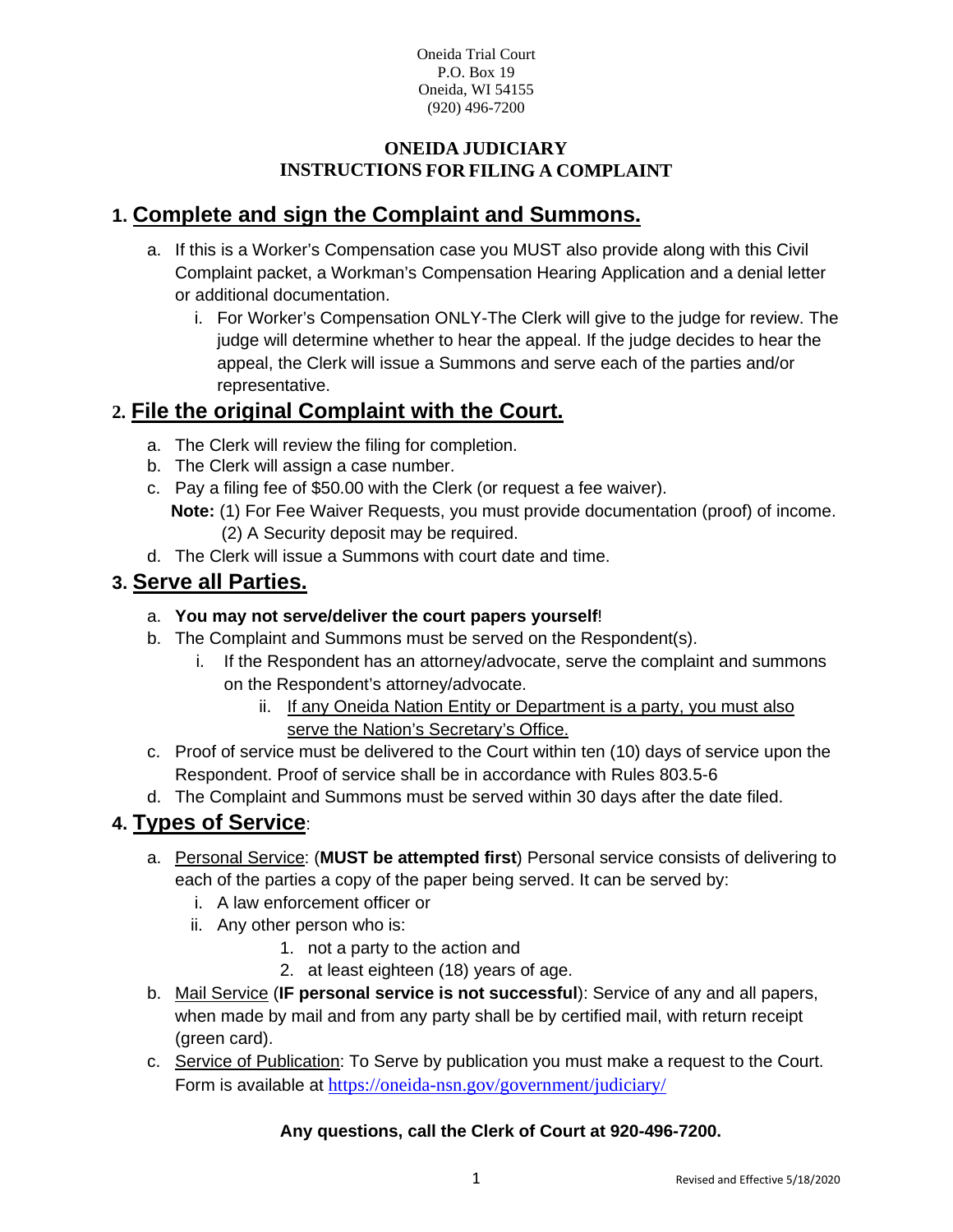Oneida Trial Court
P.O. Box 19
Oneida, WI 54155
(920) 496-7200

# ONEIDA JUDICIARY
# INSTRUCTIONS FOR FILING A COMPLAINT

## 1. Complete and sign the Complaint and Summons.

a. If this is a Worker's Compensation case you MUST also provide along with this Civil Complaint packet, a Workman's Compensation Hearing Application and a denial letter or additional documentation.
   - i. For Worker's Compensation ONLY-The Clerk will give to the judge for review. The judge will determine whether to hear the appeal. If the judge decides to hear the appeal, the Clerk will issue a Summons and serve each of the parties and/or representative.

## 2. File the original Complaint with the Court.

a. The Clerk will review the filing for completion.
b. The Clerk will assign a case number.
c. Pay a filing fee of $50.00 with the Clerk (or request a fee waiver).
   **Note:** (1) For Fee Waiver Requests, you must provide documentation (proof) of income.
   (2) A Security deposit may be required.
d. The Clerk will issue a Summons with court date and time.

## 3. Serve all Parties.

a. **You may not serve/deliver the court papers yourself**!
b. The Complaint and Summons must be served on the Respondent(s).
   - i. If the Respondent has an attorney/advocate, serve the complaint and summons on the Respondent's attorney/advocate.
     - ii. If any Oneida Nation Entity or Department is a party, you must also serve the Nation's Secretary's Office.
c. Proof of service must be delivered to the Court within ten (10) days of service upon the Respondent. Proof of service shall be in accordance with Rules 803.5-6
d. The Complaint and Summons must be served within 30 days after the date filed.

## 4. Types of Service:

a. Personal Service: (**MUST be attempted first**) Personal service consists of delivering to each of the parties a copy of the paper being served. It can be served by:
   - i. A law enforcement officer or
   - ii. Any other person who is:
     1. not a party to the action and
     2. at least eighteen (18) years of age.
b. Mail Service (**IF personal service is not successful**): Service of any and all papers, when made by mail and from any party shall be by certified mail, with return receipt (green card).
c. Service of Publication: To Serve by publication you must make a request to the Court. Form is available at https://oneida-nsn.gov/government/judiciary/

**Any questions, call the Clerk of Court at 920-496-7200.**

Revised and Effective 5/18/2020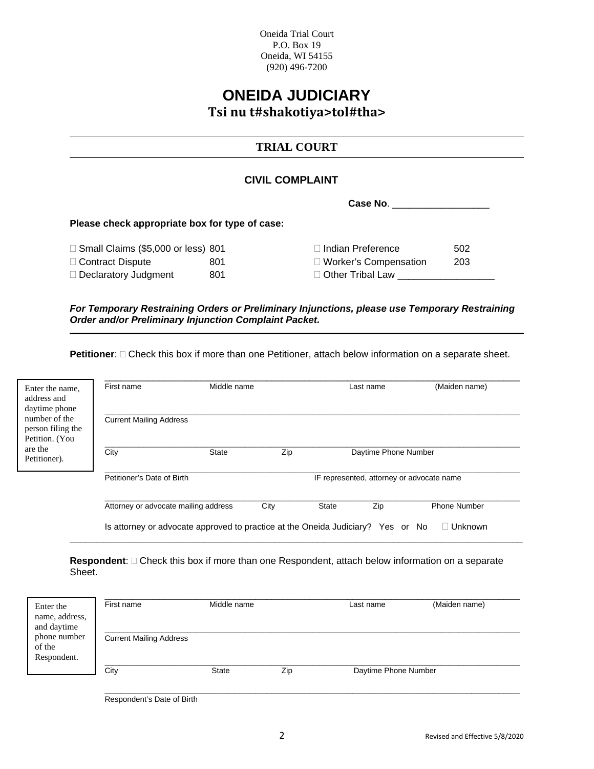Oneida Trial Court
P.O. Box 19
Oneida, WI 54155
(920) 496-7200

# ONEIDA JUDICIARY

## Tsi nu t#shakotiya>tol#tha>

---

### TRIAL COURT

---

### CIVIL COMPLAINT

**Case No**. __________________

**Please check appropriate box for type of case:**

| | | | |
|---|---|---|---|
| ☐ Small Claims ($5,000 or less) | 801 | ☐ Indian Preference | 502 |
| ☐ Contract Dispute | 801 | ☐ Worker's Compensation | 203 |
| ☐ Declaratory Judgment | 801 | ☐ Other Tribal Law __________________ | |

***For Temporary Restraining Orders or Preliminary Injunctions, please use Temporary Restraining Order and/or Preliminary Injunction Complaint Packet.***

---

**Petitioner**: ☐ Check this box if more than one Petitioner, attach below information on a separate sheet.

Enter the name, address and daytime phone number of the person filing the Petition. (You are the Petitioner).

______________________________________________________________________________
First name &nbsp;&nbsp;&nbsp; Middle name &nbsp;&nbsp;&nbsp; Last name &nbsp;&nbsp;&nbsp; (Maiden name)

______________________________________________________________________________
Current Mailing Address

______________________________________________________________________________
City &nbsp;&nbsp;&nbsp; State &nbsp;&nbsp;&nbsp; Zip &nbsp;&nbsp;&nbsp; Daytime Phone Number

______________________________________________________________________________
Petitioner's Date of Birth &nbsp;&nbsp;&nbsp; IF represented, attorney or advocate name

______________________________________________________________________________
Attorney or advocate mailing address &nbsp;&nbsp;&nbsp; City &nbsp;&nbsp;&nbsp; State &nbsp;&nbsp;&nbsp; Zip &nbsp;&nbsp;&nbsp; Phone Number

Is attorney or advocate approved to practice at the Oneida Judiciary? Yes or No ☐ Unknown

---

**Respondent**: ☐ Check this box if more than one Respondent, attach below information on a separate Sheet.

Enter the name, address, and daytime phone number of the Respondent.

______________________________________________________________________________
First name &nbsp;&nbsp;&nbsp; Middle name &nbsp;&nbsp;&nbsp; Last name &nbsp;&nbsp;&nbsp; (Maiden name)

______________________________________________________________________________
Current Mailing Address

______________________________________________________________________________
City &nbsp;&nbsp;&nbsp; State &nbsp;&nbsp;&nbsp; Zip &nbsp;&nbsp;&nbsp; Daytime Phone Number

______________________________________________________________________________
Respondent's Date of Birth

Revised and Effective 5/8/2020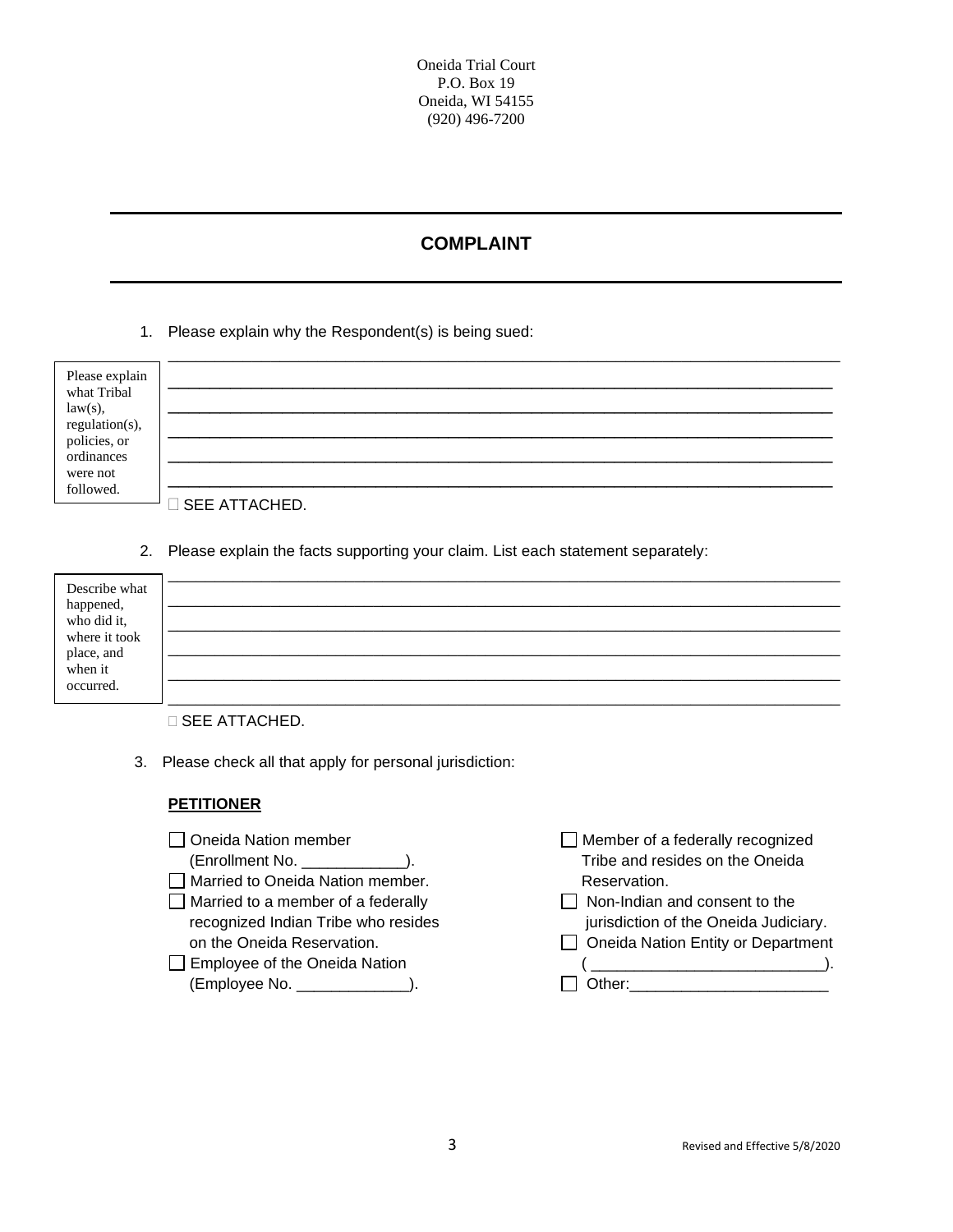Oneida Trial Court
P.O. Box 19
Oneida, WI 54155
(920) 496-7200

---

## COMPLAINT

---

1. Please explain why the Respondent(s) is being sued:

> Please explain what Tribal law(s), regulation(s), policies, or ordinances were not followed.

______________________________________________________________________________
______________________________________________________________________________
______________________________________________________________________________
______________________________________________________________________________
______________________________________________________________________________
______________________________________________________________________________

☐ SEE ATTACHED.

2. Please explain the facts supporting your claim. List each statement separately:

> Describe what happened, who did it, where it took place, and when it occurred.

______________________________________________________________________________
______________________________________________________________________________
______________________________________________________________________________
______________________________________________________________________________
______________________________________________________________________________
______________________________________________________________________________

☐ SEE ATTACHED.

3. Please check all that apply for personal jurisdiction:

**PETITIONER**

- ☐ Oneida Nation member (Enrollment No. ____________).
- ☐ Married to Oneida Nation member.
- ☐ Married to a member of a federally recognized Indian Tribe who resides on the Oneida Reservation.
- ☐ Employee of the Oneida Nation (Employee No. _____________).
- ☐ Member of a federally recognized Tribe and resides on the Oneida Reservation.
- ☐ Non-Indian and consent to the jurisdiction of the Oneida Judiciary.
- ☐ Oneida Nation Entity or Department ( ___________________________).
- ☐ Other:_______________________

Revised and Effective 5/8/2020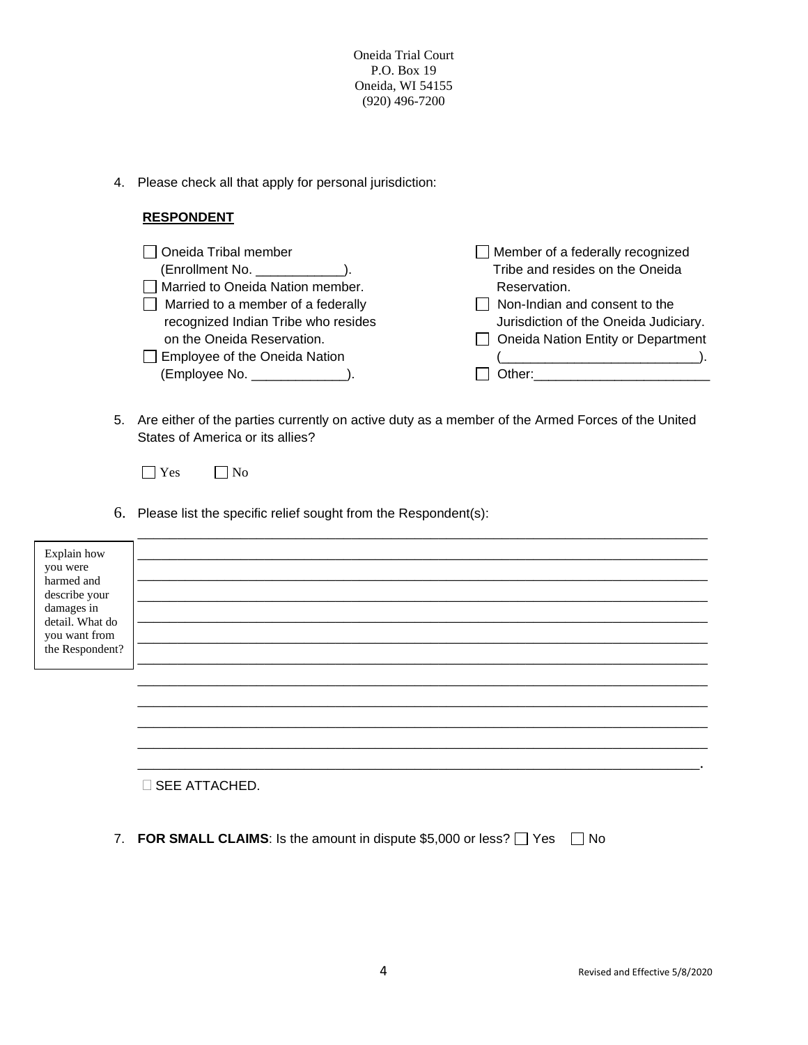Oneida Trial Court
P.O. Box 19
Oneida, WI 54155
(920) 496-7200

4. Please check all that apply for personal jurisdiction:

**RESPONDENT**

- ☐ Oneida Tribal member (Enrollment No. ____________).
- ☐ Married to Oneida Nation member.
- ☐ Married to a member of a federally recognized Indian Tribe who resides on the Oneida Reservation.
- ☐ Employee of the Oneida Nation (Employee No. _____________).
- ☐ Member of a federally recognized Tribe and resides on the Oneida Reservation.
- ☐ Non-Indian and consent to the Jurisdiction of the Oneida Judiciary.
- ☐ Oneida Nation Entity or Department (___________________________).
- ☐ Other:________________________

5. Are either of the parties currently on active duty as a member of the Armed Forces of the United States of America or its allies?

   ☐ Yes ☐ No

6. Please list the specific relief sought from the Respondent(s):

   Explain how you were harmed and describe your damages in detail. What do you want from the Respondent?

   ________________________________________________________________________________
   ________________________________________________________________________________
   ________________________________________________________________________________
   ________________________________________________________________________________
   ________________________________________________________________________________
   ________________________________________________________________________________
   ________________________________________________________________________________
   ________________________________________________________________________________
   ________________________________________________________________________________
   ________________________________________________________________________________
   ________________________________________________________________________________
   _______________________________________________________________________________.

   ☐ SEE ATTACHED.

7. **FOR SMALL CLAIMS**: Is the amount in dispute $5,000 or less? ☐ Yes ☐ No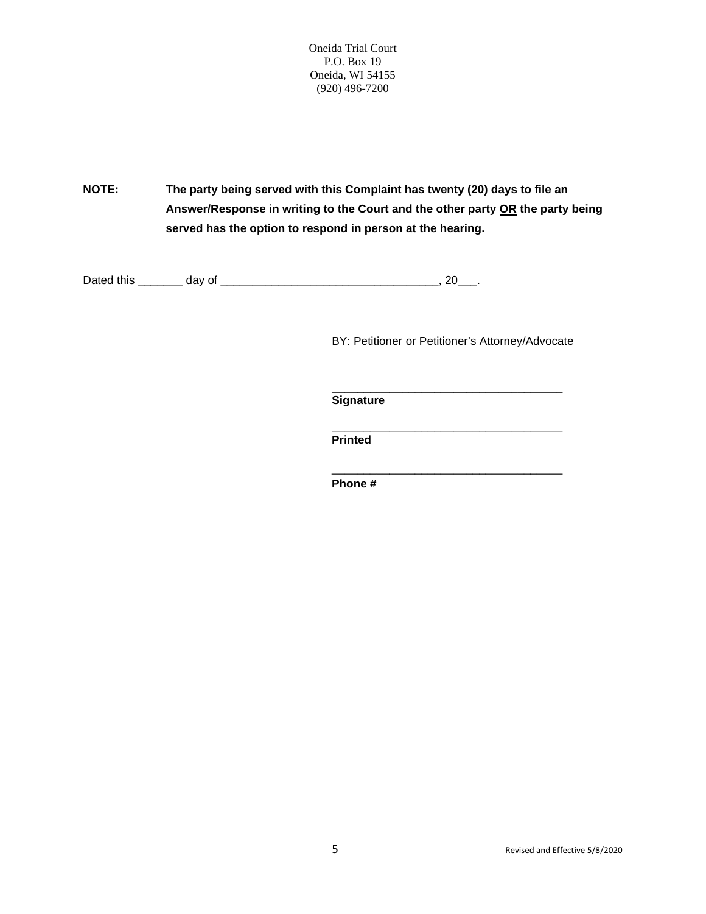Oneida Trial Court
P.O. Box 19
Oneida, WI 54155
(920) 496-7200

**NOTE:** **The party being served with this Complaint has twenty (20) days to file an Answer/Response in writing to the Court and the other party <u>OR</u> the party being served has the option to respond in person at the hearing.**

Dated this _______ day of __________________________________, 20___.

BY: Petitioner or Petitioner's Attorney/Advocate

____________________________________
**Signature**

____________________________________
**Printed**

____________________________________
**Phone #**

Revised and Effective 5/8/2020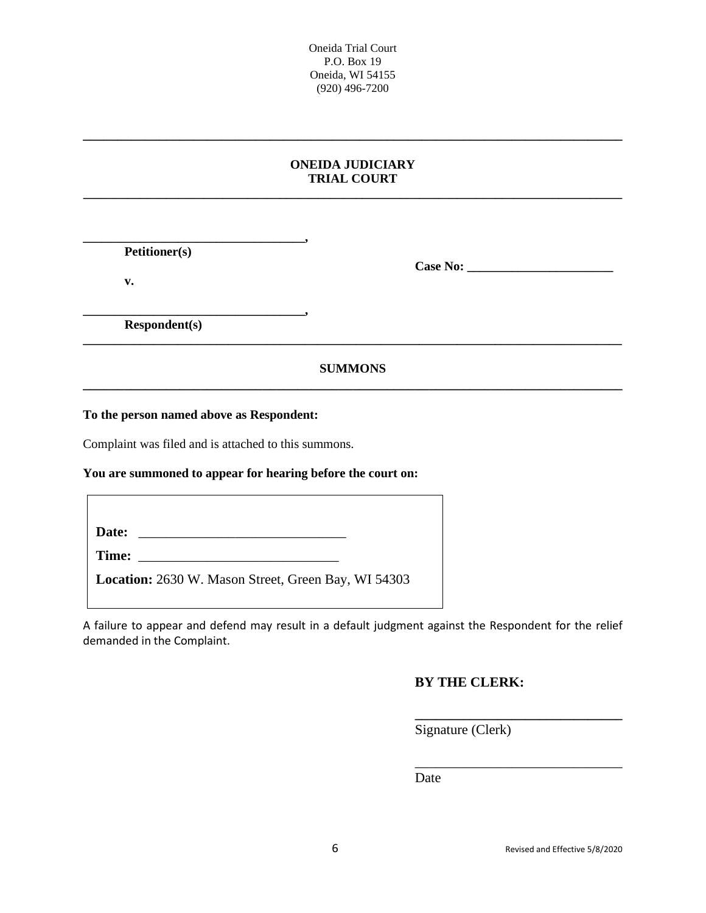Oneida Trial Court
P.O. Box 19
Oneida, WI 54155
(920) 496-7200

---

**ONEIDA JUDICIARY**
**TRIAL COURT**

---

**___________________________________,**
**Petitioner(s)**

**Case No: _______________________**

**v.**

**___________________________________,**
**Respondent(s)**

---

**SUMMONS**

---

**To the person named above as Respondent:**

Complaint was filed and is attached to this summons.

**You are summoned to appear for hearing before the court on:**

**Date:** ______________________________

**Time:** _____________________________

**Location:** 2630 W. Mason Street, Green Bay, WI 54303

A failure to appear and defend may result in a default judgment against the Respondent for the relief demanded in the Complaint.

**BY THE CLERK:**

______________________________
Signature (Clerk)

______________________________
Date

Revised and Effective 5/8/2020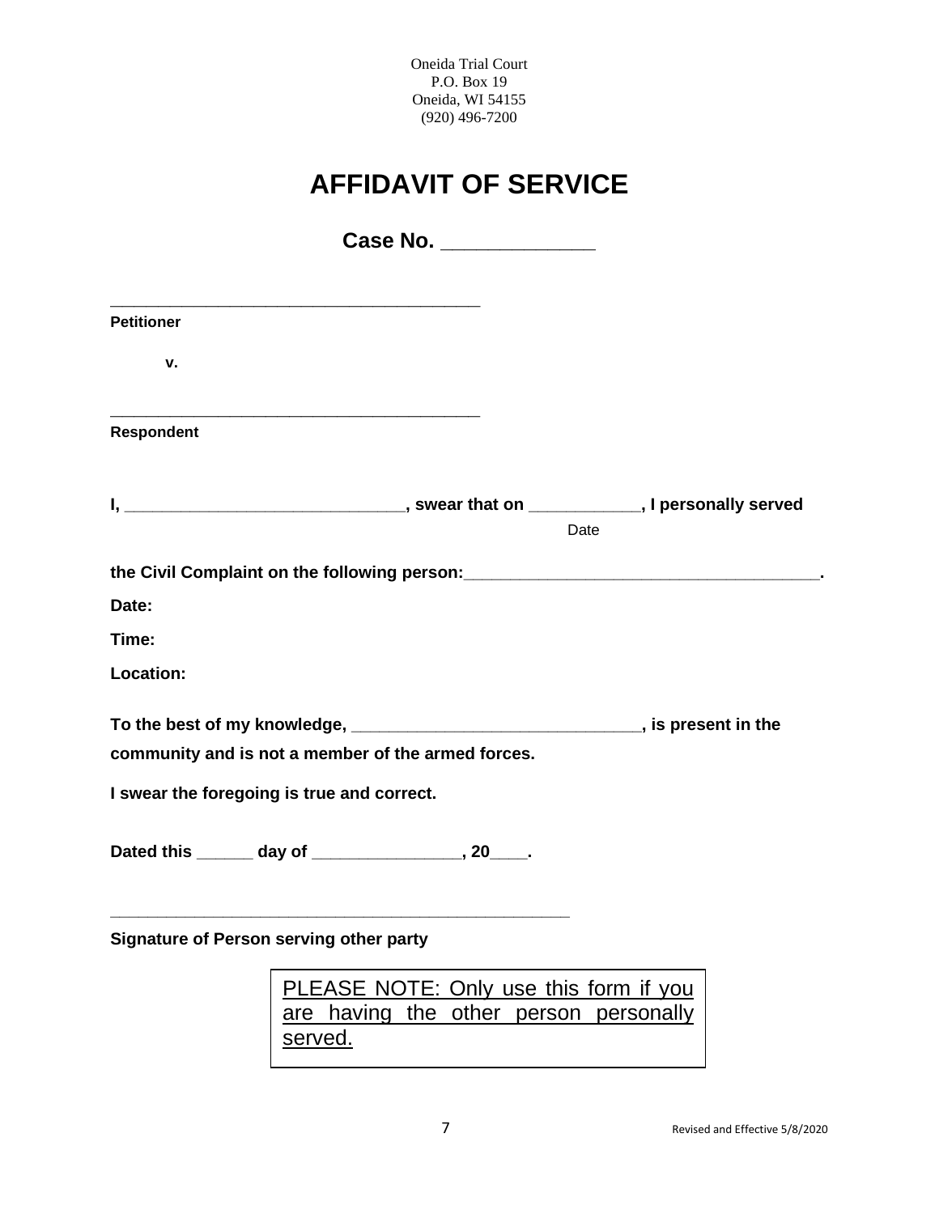Oneida Trial Court
P.O. Box 19
Oneida, WI 54155
(920) 496-7200

# AFFIDAVIT OF SERVICE

## Case No. _____________

__________________________________________
**Petitioner**

**v.**

__________________________________________
**Respondent**

**I, ______________________________, swear that on ____________, I personally served**
Date

**the Civil Complaint on the following person:______________________________________.**

**Date:**

**Time:**

**Location:**

**To the best of my knowledge, ______________________________, is present in the community and is not a member of the armed forces.**

**I swear the foregoing is true and correct.**

**Dated this ______ day of ________________, 20____.**

__________________________________________________
**Signature of Person serving other party**

PLEASE NOTE: Only use this form if you are having the other person personally served.

Revised and Effective 5/8/2020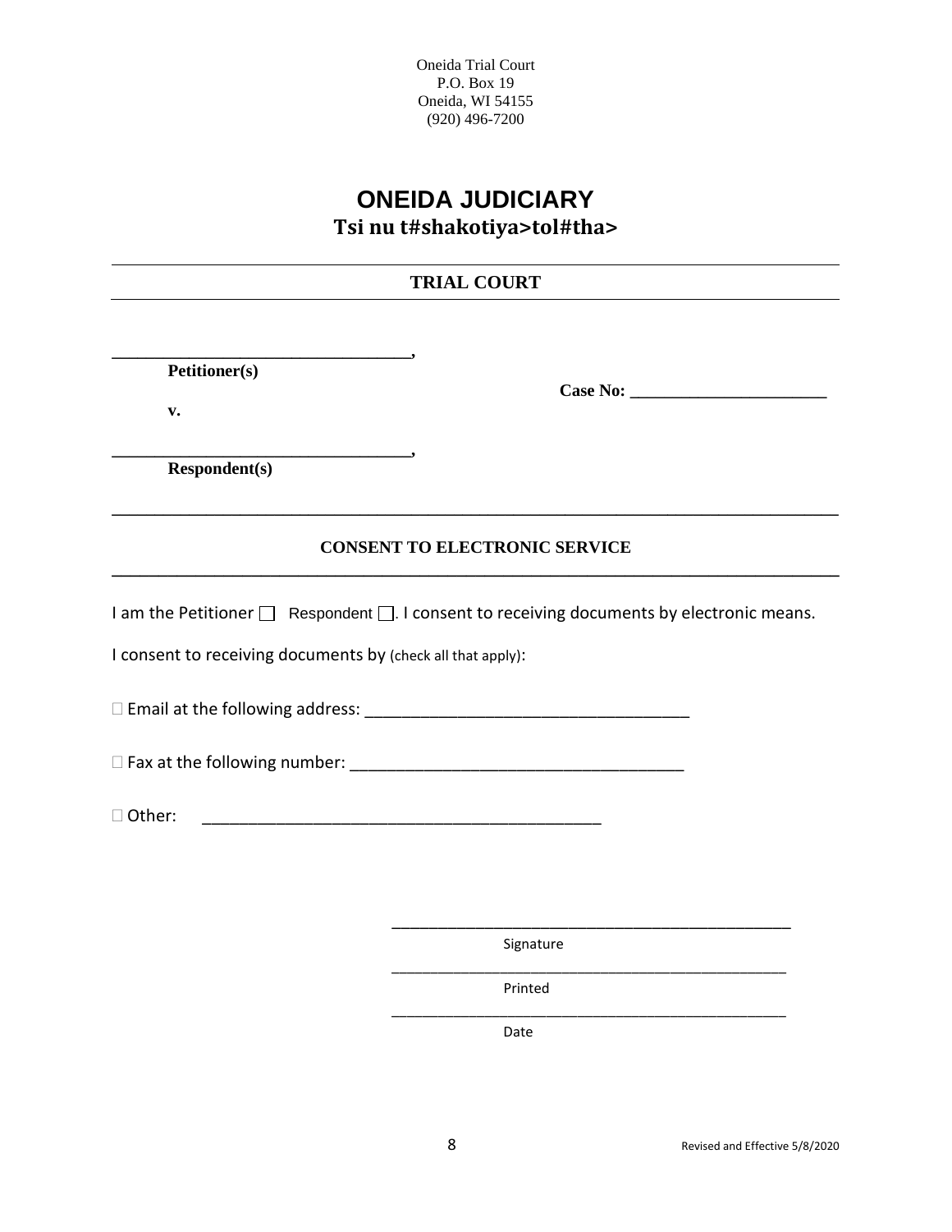Oneida Trial Court
P.O. Box 19
Oneida, WI 54155
(920) 496-7200

# ONEIDA JUDICIARY

**Tsi nu t#shakotiya>tol#tha>**

---

**TRIAL COURT**

---

________________________________,
**Petitioner(s)**

**v.**

________________________________,
**Respondent(s)**

**Case No:** ______________________

---

**CONSENT TO ELECTRONIC SERVICE**

---

I am the Petitioner ☐ Respondent ☐. I consent to receiving documents by electronic means.

I consent to receiving documents by (check all that apply):

☐ Email at the following address: ___________________________________

☐ Fax at the following number: ____________________________________

☐ Other: ____________________________________________

_____________________________________________
Signature

_____________________________________________
Printed

_____________________________________________
Date

Revised and Effective 5/8/2020